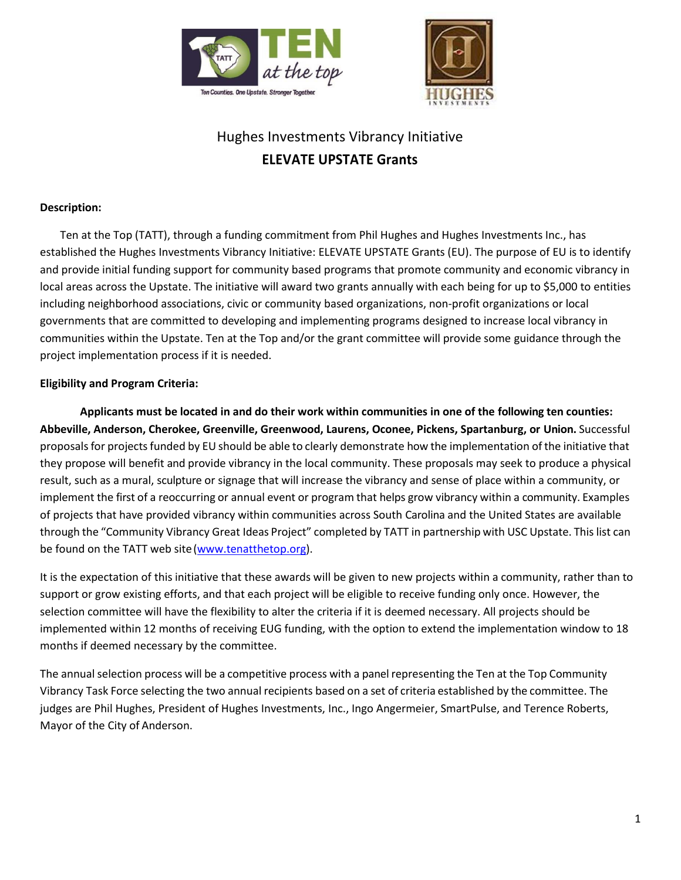Hughes Investments Vibrancy Initiative

# ELEVATE UPSTATE Grants

**Description:**

Ten at the Top (TATT), through a funding commitment from Phil Hughes and Hughes Investments Inc., has established the Hughes Investments Vibrancy Initiative: ELEVATE UPSTATE Grants (EU). The purpose of EU is to identify and provide initial funding support for community based programs that promote community and economic vibrancy in local areas across the Upstate. The initiative will award two grants annually with each being for up to $5,000 to entities including neighborhood associations, civic or community based organizations, non-profit organizations or local governments that are committed to developing and implementing programs designed to increase local vibrancy in communities within the Upstate. Ten at the Top and/or the grant committee will provide some guidance through the project implementation process if it is needed.

**Eligibility and Program Criteria:**

**Applicants must be located in and do their work within communities in one of the following ten counties: Abbeville, Anderson, Cherokee, Greenville, Greenwood, Laurens, Oconee, Pickens, Spartanburg, or Union.** Successful proposals for projects funded by EU should be able to clearly demonstrate how the implementation of the initiative that they propose will benefit and provide vibrancy in the local community. These proposals may seek to produce a physical result, such as a mural, sculpture or signage that will increase the vibrancy and sense of place within a community, or implement the first of a reoccurring or annual event or program that helps grow vibrancy within a community. Examples of projects that have provided vibrancy within communities across South Carolina and the United States are available through the "Community Vibrancy Great Ideas Project" completed by TATT in partnership with USC Upstate. This list can be found on the TATT web site (www.tenatthetop.org).

It is the expectation of this initiative that these awards will be given to new projects within a community, rather than to support or grow existing efforts, and that each project will be eligible to receive funding only once. However, the selection committee will have the flexibility to alter the criteria if it is deemed necessary. All projects should be implemented within 12 months of receiving EUG funding, with the option to extend the implementation window to 18 months if deemed necessary by the committee.

The annual selection process will be a competitive process with a panel representing the Ten at the Top Community Vibrancy Task Force selecting the two annual recipients based on a set of criteria established by the committee. The judges are Phil Hughes, President of Hughes Investments, Inc., Ingo Angermeier, SmartPulse, and Terence Roberts, Mayor of the City of Anderson.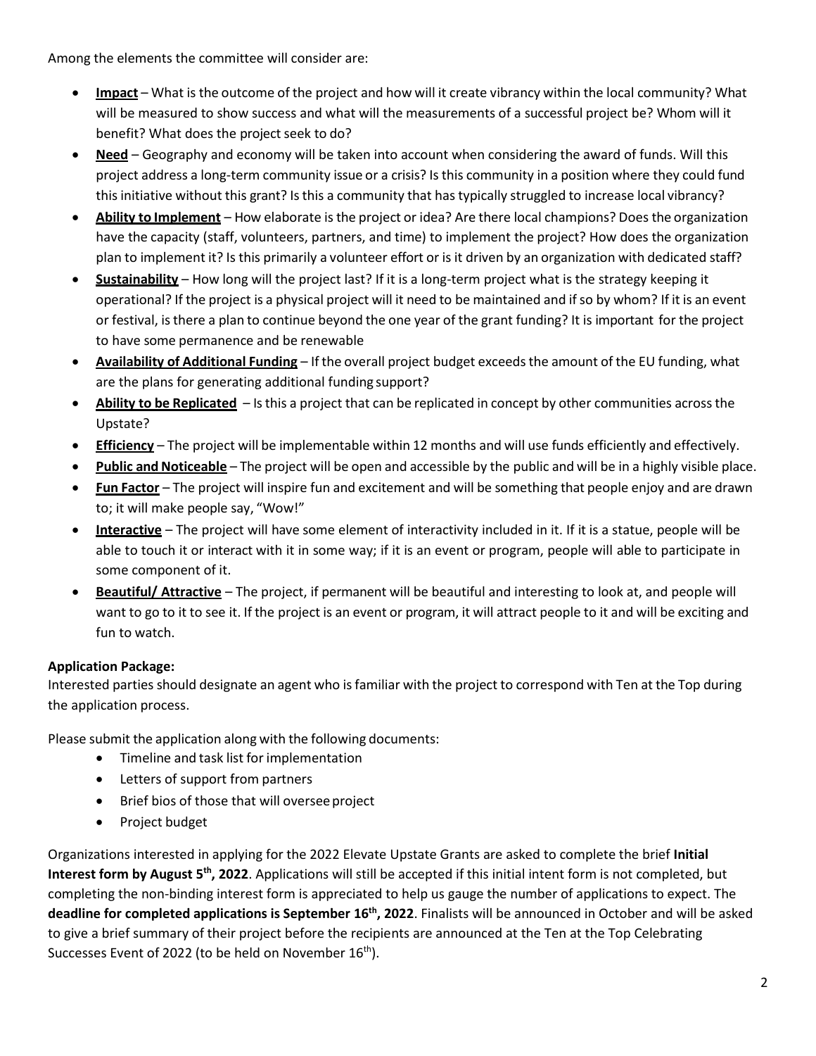Among the elements the committee will consider are:

- **Impact** – What is the outcome of the project and how will it create vibrancy within the local community? What will be measured to show success and what will the measurements of a successful project be? Whom will it benefit? What does the project seek to do?
- **Need** – Geography and economy will be taken into account when considering the award of funds. Will this project address a long-term community issue or a crisis? Is this community in a position where they could fund this initiative without this grant? Is this a community that has typically struggled to increase local vibrancy?
- **Ability to Implement** – How elaborate is the project or idea? Are there local champions? Does the organization have the capacity (staff, volunteers, partners, and time) to implement the project? How does the organization plan to implement it? Is this primarily a volunteer effort or is it driven by an organization with dedicated staff?
- **Sustainability** – How long will the project last? If it is a long-term project what is the strategy keeping it operational? If the project is a physical project will it need to be maintained and if so by whom? If it is an event or festival, is there a plan to continue beyond the one year of the grant funding? It is important for the project to have some permanence and be renewable
- **Availability of Additional Funding** – If the overall project budget exceeds the amount of the EU funding, what are the plans for generating additional funding support?
- **Ability to be Replicated** – Is this a project that can be replicated in concept by other communities across the Upstate?
- **Efficiency** – The project will be implementable within 12 months and will use funds efficiently and effectively.
- **Public and Noticeable** – The project will be open and accessible by the public and will be in a highly visible place.
- **Fun Factor** – The project will inspire fun and excitement and will be something that people enjoy and are drawn to; it will make people say, "Wow!"
- **Interactive** – The project will have some element of interactivity included in it. If it is a statue, people will be able to touch it or interact with it in some way; if it is an event or program, people will able to participate in some component of it.
- **Beautiful/ Attractive** – The project, if permanent will be beautiful and interesting to look at, and people will want to go to it to see it. If the project is an event or program, it will attract people to it and will be exciting and fun to watch.

**Application Package:**

Interested parties should designate an agent who is familiar with the project to correspond with Ten at the Top during the application process.

Please submit the application along with the following documents:

- Timeline and task list for implementation
- Letters of support from partners
- Brief bios of those that will oversee project
- Project budget

Organizations interested in applying for the 2022 Elevate Upstate Grants are asked to complete the brief **Initial Interest form by August 5th, 2022**. Applications will still be accepted if this initial intent form is not completed, but completing the non-binding interest form is appreciated to help us gauge the number of applications to expect. The **deadline for completed applications is September 16th, 2022**. Finalists will be announced in October and will be asked to give a brief summary of their project before the recipients are announced at the Ten at the Top Celebrating Successes Event of 2022 (to be held on November 16th).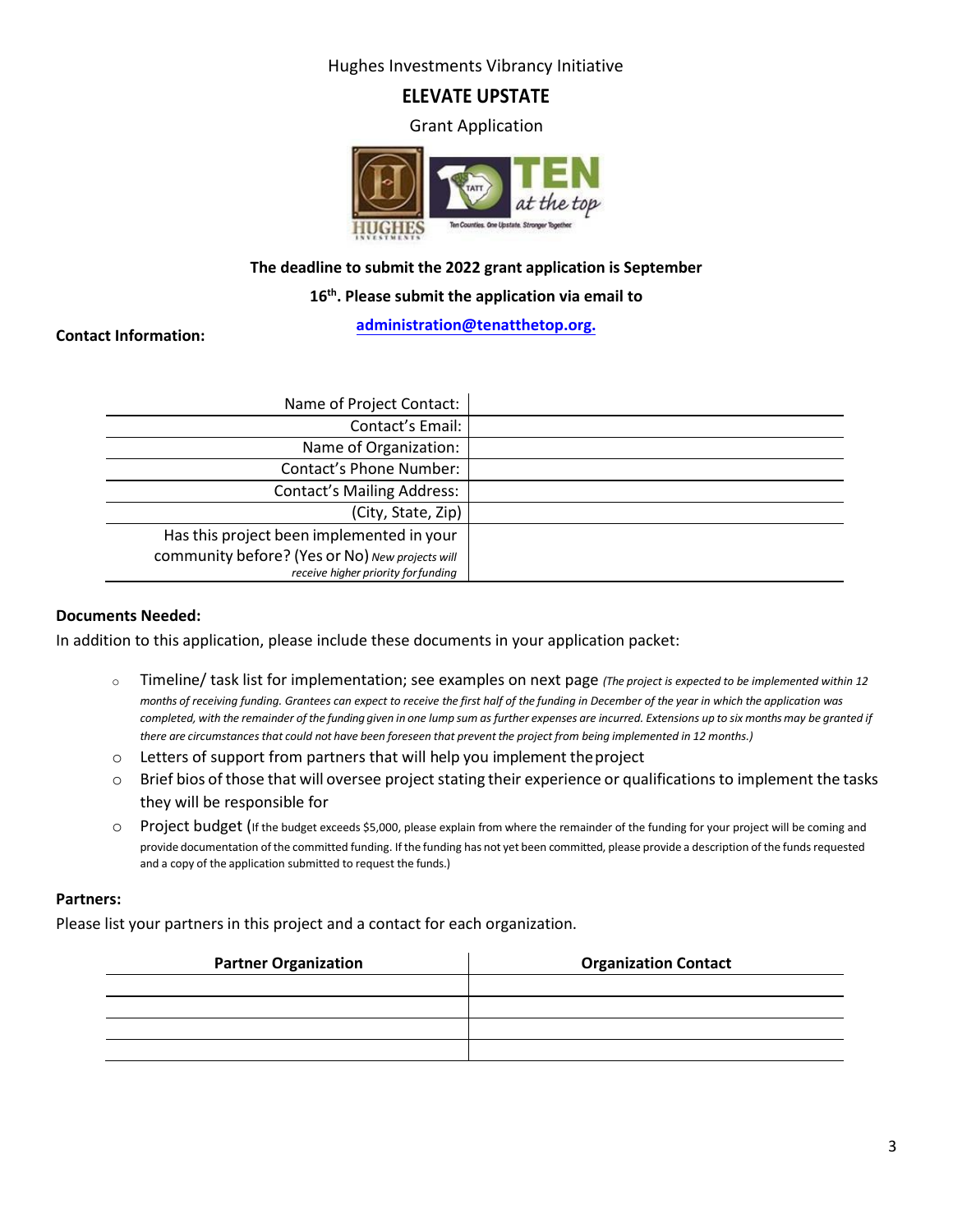Hughes Investments Vibrancy Initiative

# ELEVATE UPSTATE

Grant Application

**The deadline to submit the 2022 grant application is September 16th. Please submit the application via email to [administration@tenatthetop.org.](mailto:administration@tenatthetop.org)**

**Contact Information:**

| | |
|---|---|
| Name of Project Contact: | |
| Contact's Email: | |
| Name of Organization: | |
| Contact's Phone Number: | |
| Contact's Mailing Address: | |
| (City, State, Zip) | |
| Has this project been implemented in your community before? (Yes or No) *New projects will receive higher priority for funding* | |

**Documents Needed:**

In addition to this application, please include these documents in your application packet:

- Timeline/ task list for implementation; see examples on next page *(The project is expected to be implemented within 12 months of receiving funding. Grantees can expect to receive the first half of the funding in December of the year in which the application was completed, with the remainder of the funding given in one lump sum as further expenses are incurred. Extensions up to six months may be granted if there are circumstances that could not have been foreseen that prevent the project from being implemented in 12 months.)*
- Letters of support from partners that will help you implement the project
- Brief bios of those that will oversee project stating their experience or qualifications to implement the tasks they will be responsible for
- Project budget (If the budget exceeds $5,000, please explain from where the remainder of the funding for your project will be coming and provide documentation of the committed funding. If the funding has not yet been committed, please provide a description of the funds requested and a copy of the application submitted to request the funds.)

**Partners:**

Please list your partners in this project and a contact for each organization.

| Partner Organization | Organization Contact |
|---|---|
| | |
| | |
| | |
| | |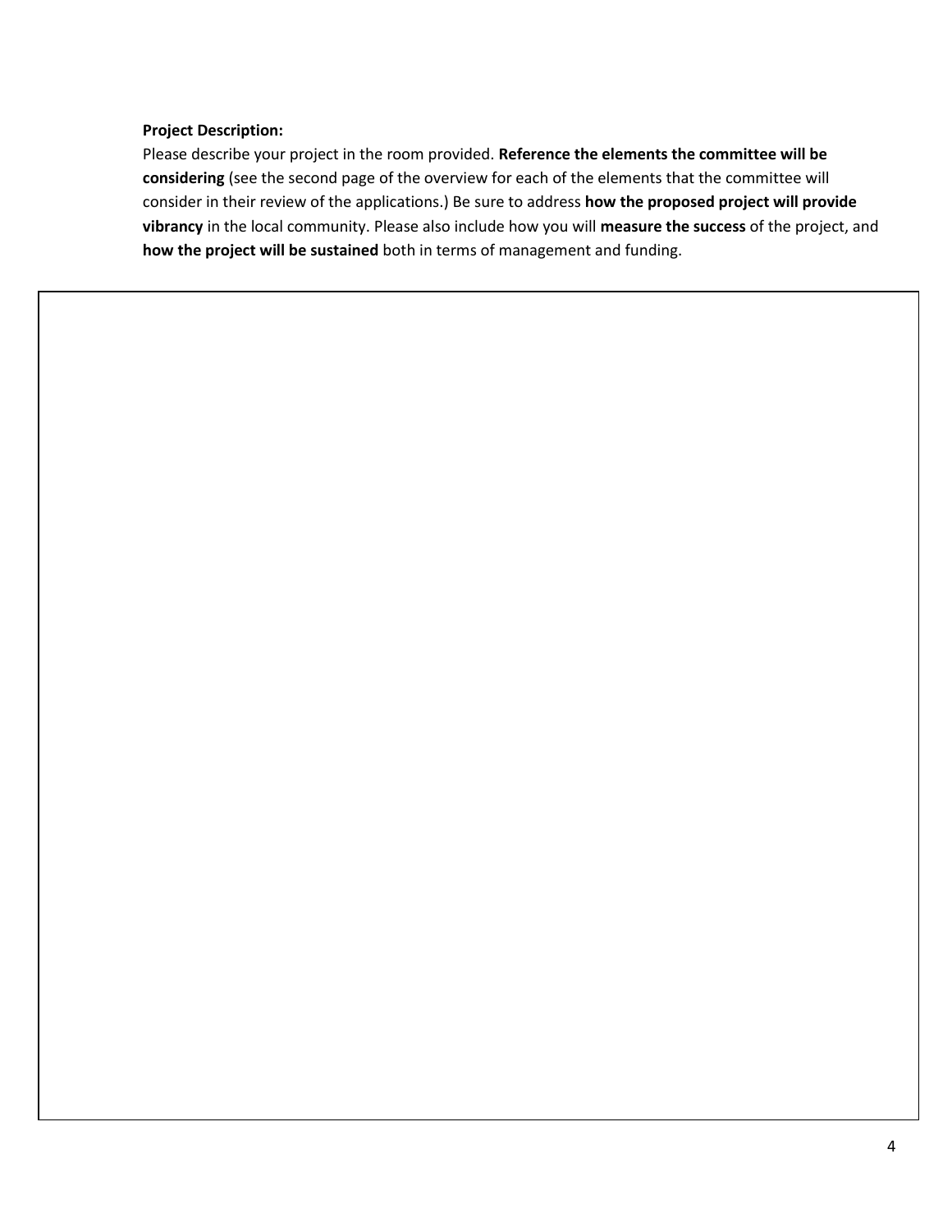**Project Description:**

Please describe your project in the room provided. **Reference the elements the committee will be considering** (see the second page of the overview for each of the elements that the committee will consider in their review of the applications.) Be sure to address **how the proposed project will provide vibrancy** in the local community. Please also include how you will **measure the success** of the project, and **how the project will be sustained** both in terms of management and funding.